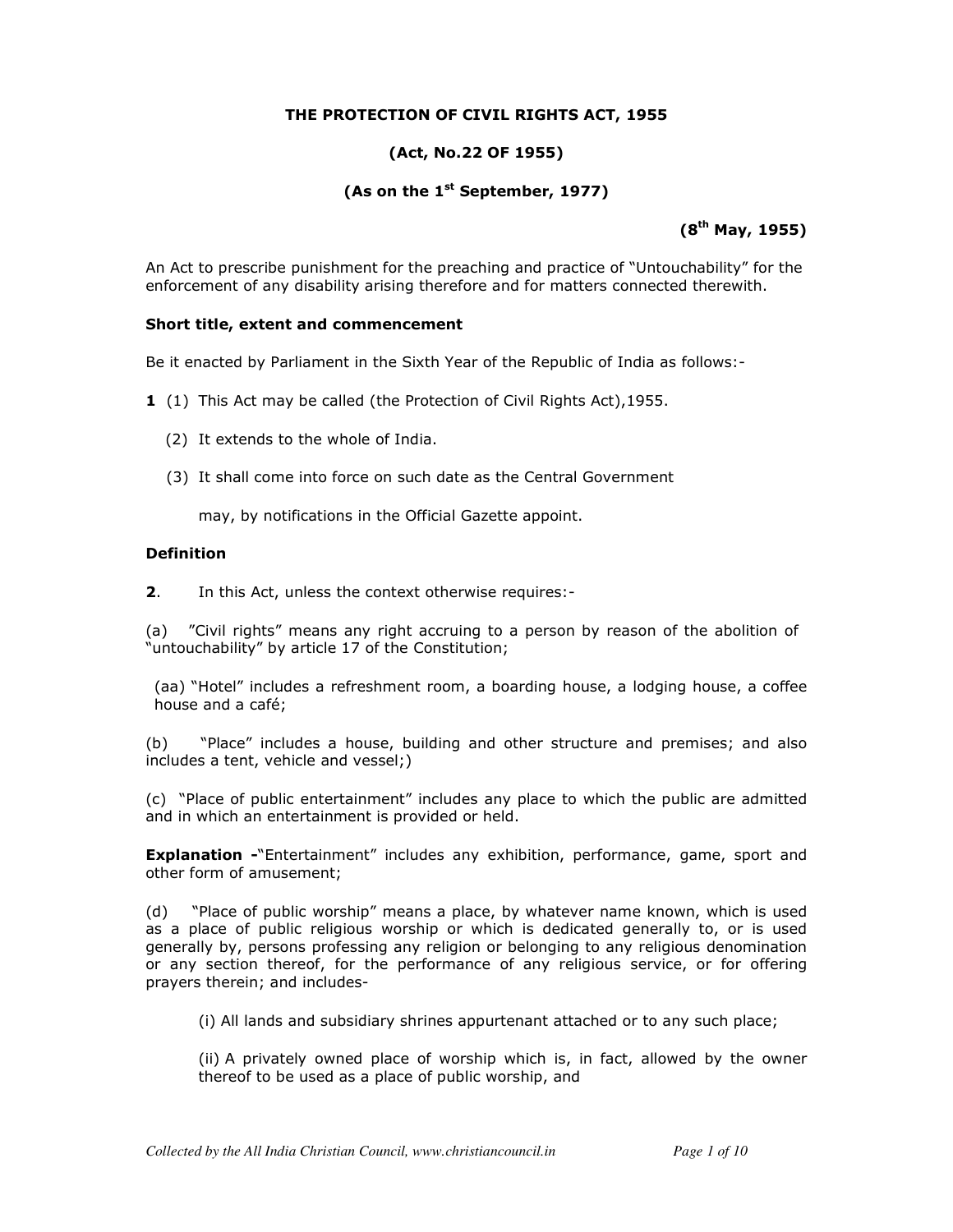# THE PROTECTION OF CIVIL RIGHTS ACT, 1955

**(Act, No.22 OF 1955)**

**(As on the 1st September, 1977)**

**(8th May, 1955)**

An Act to prescribe punishment for the preaching and practice of "Untouchability" for the enforcement of any disability arising therefore and for matters connected therewith.

### Short title, extent and commencement

Be it enacted by Parliament in the Sixth Year of the Republic of India as follows:-

**1** (1) This Act may be called (the Protection of Civil Rights Act),1955.

(2) It extends to the whole of India.

(3) It shall come into force on such date as the Central Government may, by notifications in the Official Gazette appoint.

### Definition

**2**. In this Act, unless the context otherwise requires:-

(a) "Civil rights" means any right accruing to a person by reason of the abolition of "untouchability" by article 17 of the Constitution;

(aa) "Hotel" includes a refreshment room, a boarding house, a lodging house, a coffee house and a café;

(b) "Place" includes a house, building and other structure and premises; and also includes a tent, vehicle and vessel;)

(c) "Place of public entertainment" includes any place to which the public are admitted and in which an entertainment is provided or held.

**Explanation -**"Entertainment" includes any exhibition, performance, game, sport and other form of amusement;

(d) "Place of public worship" means a place, by whatever name known, which is used as a place of public religious worship or which is dedicated generally to, or is used generally by, persons professing any religion or belonging to any religious denomination or any section thereof, for the performance of any religious service, or for offering prayers therein; and includes-

(i) All lands and subsidiary shrines appurtenant attached or to any such place;

(ii) A privately owned place of worship which is, in fact, allowed by the owner thereof to be used as a place of public worship, and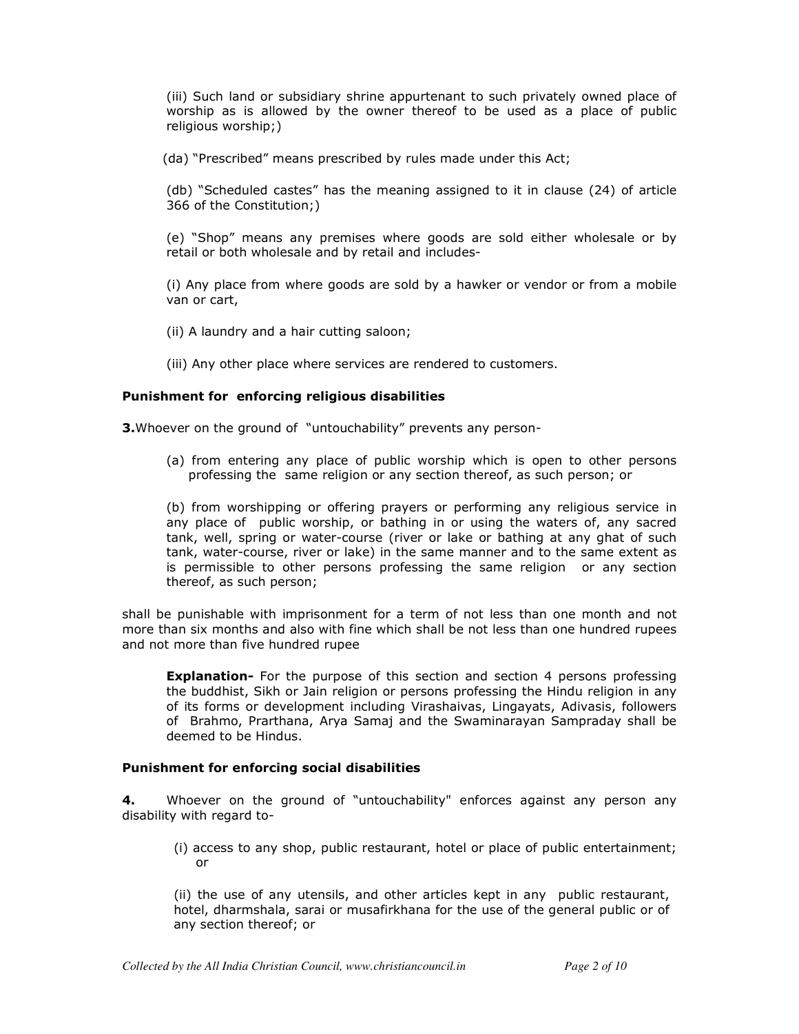(iii) Such land or subsidiary shrine appurtenant to such privately owned place of worship as is allowed by the owner thereof to be used as a place of public religious worship;)

(da) "Prescribed" means prescribed by rules made under this Act;

(db) "Scheduled castes" has the meaning assigned to it in clause (24) of article 366 of the Constitution;)

(e) "Shop" means any premises where goods are sold either wholesale or by retail or both wholesale and by retail and includes-

(i) Any place from where goods are sold by a hawker or vendor or from a mobile van or cart,

(ii) A laundry and a hair cutting saloon;

(iii) Any other place where services are rendered to customers.

**Punishment for enforcing religious disabilities**

**3.** Whoever on the ground of "untouchability" prevents any person-

(a) from entering any place of public worship which is open to other persons professing the same religion or any section thereof, as such person; or

(b) from worshipping or offering prayers or performing any religious service in any place of public worship, or bathing in or using the waters of, any sacred tank, well, spring or water-course (river or lake or bathing at any ghat of such tank, water-course, river or lake) in the same manner and to the same extent as is permissible to other persons professing the same religion or any section thereof, as such person;

shall be punishable with imprisonment for a term of not less than one month and not more than six months and also with fine which shall be not less than one hundred rupees and not more than five hundred rupee

**Explanation-** For the purpose of this section and section 4 persons professing the buddhist, Sikh or Jain religion or persons professing the Hindu religion in any of its forms or development including Virashaivas, Lingayats, Adivasis, followers of Brahmo, Prarthana, Arya Samaj and the Swaminarayan Sampraday shall be deemed to be Hindus.

**Punishment for enforcing social disabilities**

**4.** Whoever on the ground of "untouchability" enforces against any person any disability with regard to-

(i) access to any shop, public restaurant, hotel or place of public entertainment; or

(ii) the use of any utensils, and other articles kept in any public restaurant, hotel, dharmshala, sarai or musafirkhana for the use of the general public or of any section thereof; or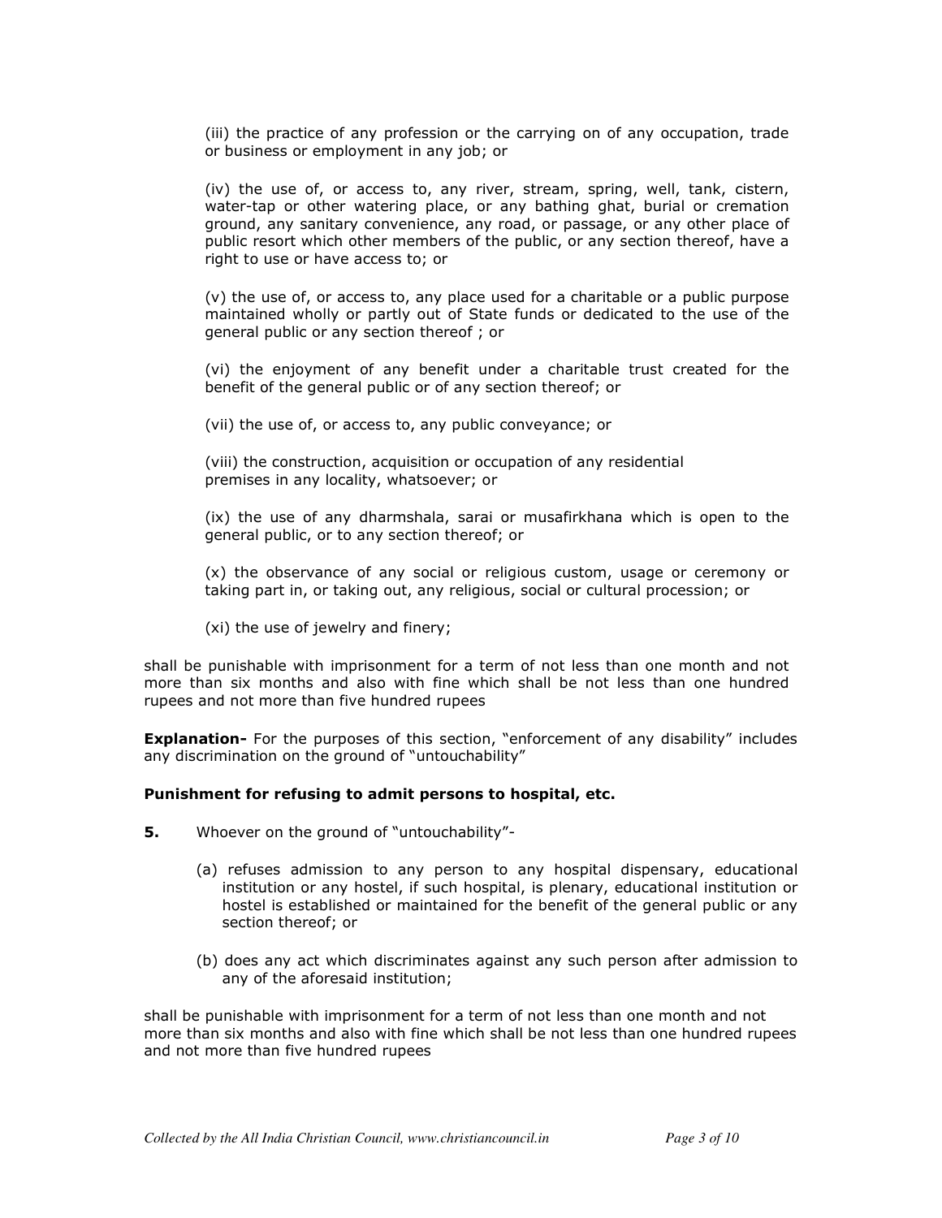(iii) the practice of any profession or the carrying on of any occupation, trade or business or employment in any job; or

(iv) the use of, or access to, any river, stream, spring, well, tank, cistern, water-tap or other watering place, or any bathing ghat, burial or cremation ground, any sanitary convenience, any road, or passage, or any other place of public resort which other members of the public, or any section thereof, have a right to use or have access to; or

(v) the use of, or access to, any place used for a charitable or a public purpose maintained wholly or partly out of State funds or dedicated to the use of the general public or any section thereof ; or

(vi) the enjoyment of any benefit under a charitable trust created for the benefit of the general public or of any section thereof; or

(vii) the use of, or access to, any public conveyance; or

(viii) the construction, acquisition or occupation of any residential premises in any locality, whatsoever; or

(ix) the use of any dharmshala, sarai or musafirkhana which is open to the general public, or to any section thereof; or

(x) the observance of any social or religious custom, usage or ceremony or taking part in, or taking out, any religious, social or cultural procession; or

(xi) the use of jewelry and finery;

shall be punishable with imprisonment for a term of not less than one month and not more than six months and also with fine which shall be not less than one hundred rupees and not more than five hundred rupees

**Explanation-** For the purposes of this section, "enforcement of any disability" includes any discrimination on the ground of "untouchability"

**Punishment for refusing to admit persons to hospital, etc.**

**5.** Whoever on the ground of "untouchability"-

(a) refuses admission to any person to any hospital dispensary, educational institution or any hostel, if such hospital, is plenary, educational institution or hostel is established or maintained for the benefit of the general public or any section thereof; or

(b) does any act which discriminates against any such person after admission to any of the aforesaid institution;

shall be punishable with imprisonment for a term of not less than one month and not more than six months and also with fine which shall be not less than one hundred rupees and not more than five hundred rupees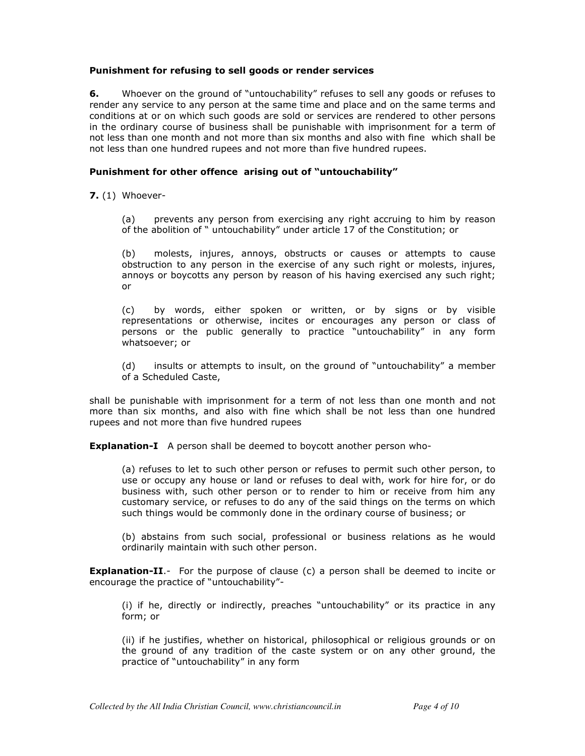**Punishment for refusing to sell goods or render services**

**6.** Whoever on the ground of "untouchability" refuses to sell any goods or refuses to render any service to any person at the same time and place and on the same terms and conditions at or on which such goods are sold or services are rendered to other persons in the ordinary course of business shall be punishable with imprisonment for a term of not less than one month and not more than six months and also with fine which shall be not less than one hundred rupees and not more than five hundred rupees.

**Punishment for other offence arising out of "untouchability"**

**7.** (1) Whoever-

(a) prevents any person from exercising any right accruing to him by reason of the abolition of " untouchability" under article 17 of the Constitution; or

(b) molests, injures, annoys, obstructs or causes or attempts to cause obstruction to any person in the exercise of any such right or molests, injures, annoys or boycotts any person by reason of his having exercised any such right; or

(c) by words, either spoken or written, or by signs or by visible representations or otherwise, incites or encourages any person or class of persons or the public generally to practice "untouchability" in any form whatsoever; or

(d) insults or attempts to insult, on the ground of "untouchability" a member of a Scheduled Caste,

shall be punishable with imprisonment for a term of not less than one month and not more than six months, and also with fine which shall be not less than one hundred rupees and not more than five hundred rupees

**Explanation-I** A person shall be deemed to boycott another person who-

(a) refuses to let to such other person or refuses to permit such other person, to use or occupy any house or land or refuses to deal with, work for hire for, or do business with, such other person or to render to him or receive from him any customary service, or refuses to do any of the said things on the terms on which such things would be commonly done in the ordinary course of business; or

(b) abstains from such social, professional or business relations as he would ordinarily maintain with such other person.

**Explanation-II**.- For the purpose of clause (c) a person shall be deemed to incite or encourage the practice of "untouchability"-

(i) if he, directly or indirectly, preaches "untouchability" or its practice in any form; or

(ii) if he justifies, whether on historical, philosophical or religious grounds or on the ground of any tradition of the caste system or on any other ground, the practice of "untouchability" in any form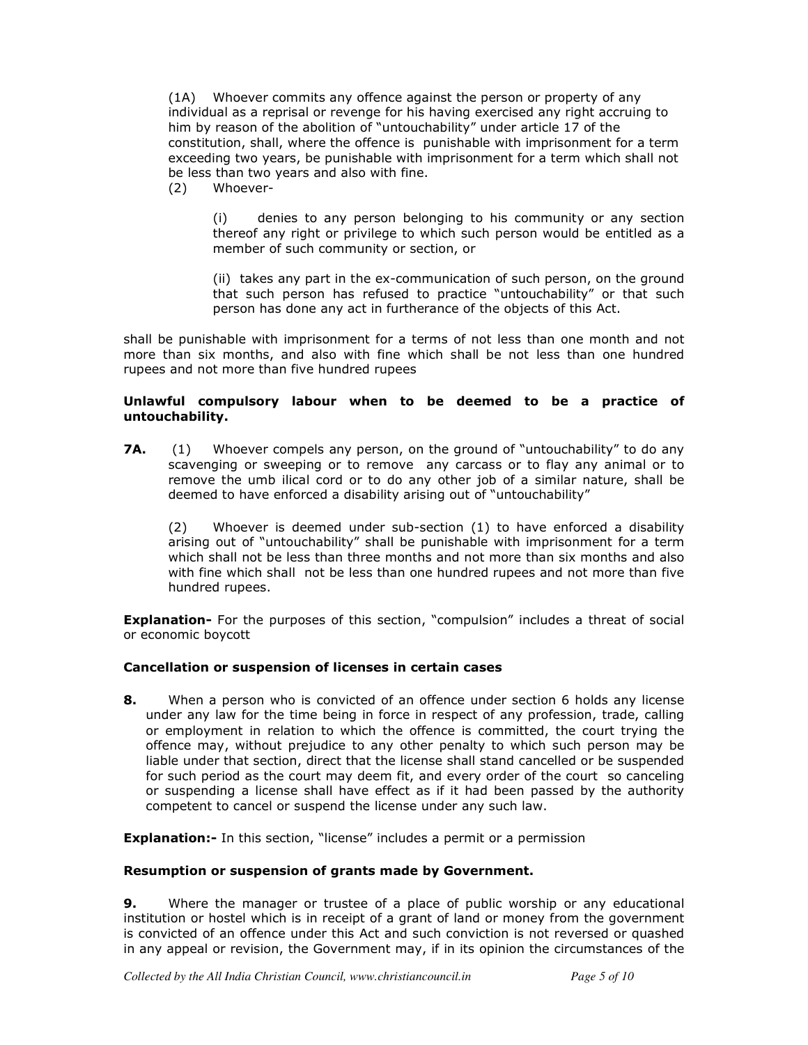(1A) Whoever commits any offence against the person or property of any individual as a reprisal or revenge for his having exercised any right accruing to him by reason of the abolition of "untouchability" under article 17 of the constitution, shall, where the offence is punishable with imprisonment for a term exceeding two years, be punishable with imprisonment for a term which shall not be less than two years and also with fine.

(2) Whoever-

(i) denies to any person belonging to his community or any section thereof any right or privilege to which such person would be entitled as a member of such community or section, or

(ii) takes any part in the ex-communication of such person, on the ground that such person has refused to practice "untouchability" or that such person has done any act in furtherance of the objects of this Act.

shall be punishable with imprisonment for a terms of not less than one month and not more than six months, and also with fine which shall be not less than one hundred rupees and not more than five hundred rupees

**Unlawful compulsory labour when to be deemed to be a practice of untouchability.**

**7A.** (1) Whoever compels any person, on the ground of "untouchability" to do any scavenging or sweeping or to remove any carcass or to flay any animal or to remove the umb ilical cord or to do any other job of a similar nature, shall be deemed to have enforced a disability arising out of "untouchability"

(2) Whoever is deemed under sub-section (1) to have enforced a disability arising out of "untouchability" shall be punishable with imprisonment for a term which shall not be less than three months and not more than six months and also with fine which shall not be less than one hundred rupees and not more than five hundred rupees.

**Explanation-** For the purposes of this section, "compulsion" includes a threat of social or economic boycott

**Cancellation or suspension of licenses in certain cases**

**8.** When a person who is convicted of an offence under section 6 holds any license under any law for the time being in force in respect of any profession, trade, calling or employment in relation to which the offence is committed, the court trying the offence may, without prejudice to any other penalty to which such person may be liable under that section, direct that the license shall stand cancelled or be suspended for such period as the court may deem fit, and every order of the court so canceling or suspending a license shall have effect as if it had been passed by the authority competent to cancel or suspend the license under any such law.

**Explanation:-** In this section, "license" includes a permit or a permission

**Resumption or suspension of grants made by Government.**

**9.** Where the manager or trustee of a place of public worship or any educational institution or hostel which is in receipt of a grant of land or money from the government is convicted of an offence under this Act and such conviction is not reversed or quashed in any appeal or revision, the Government may, if in its opinion the circumstances of the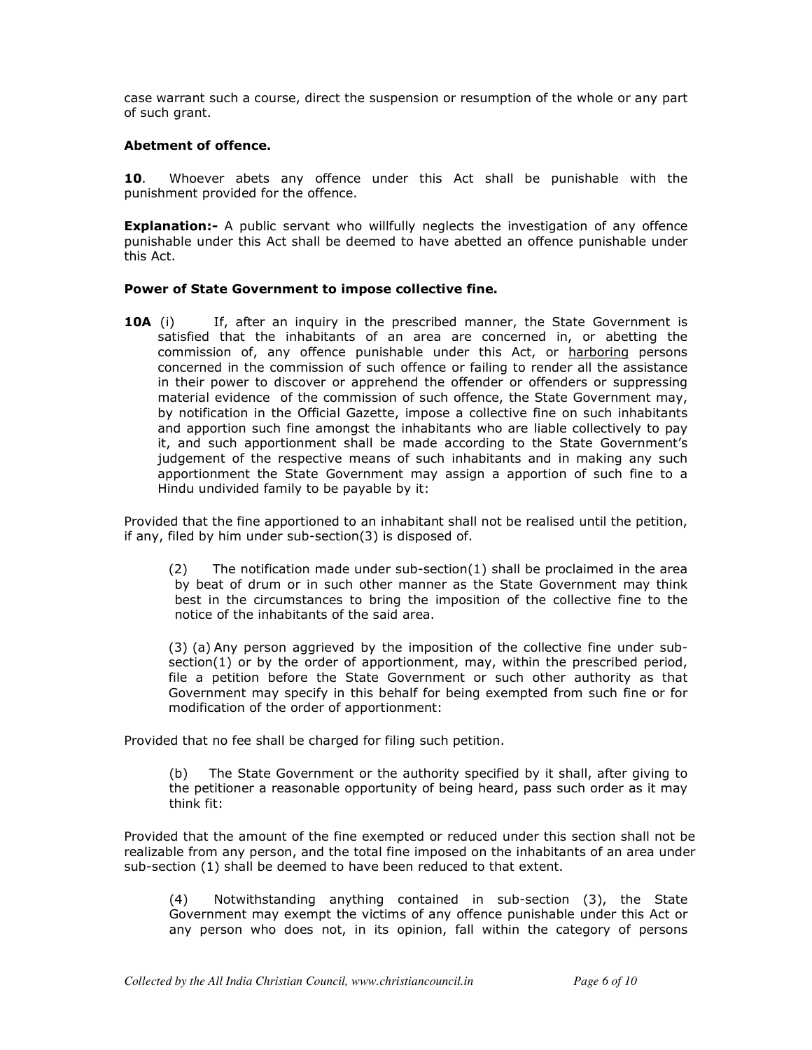case warrant such a course, direct the suspension or resumption of the whole or any part of such grant.

**Abetment of offence.**

**10**. Whoever abets any offence under this Act shall be punishable with the punishment provided for the offence.

**Explanation:-** A public servant who willfully neglects the investigation of any offence punishable under this Act shall be deemed to have abetted an offence punishable under this Act.

**Power of State Government to impose collective fine.**

**10A** (i) If, after an inquiry in the prescribed manner, the State Government is satisfied that the inhabitants of an area are concerned in, or abetting the commission of, any offence punishable under this Act, or harboring persons concerned in the commission of such offence or failing to render all the assistance in their power to discover or apprehend the offender or offenders or suppressing material evidence of the commission of such offence, the State Government may, by notification in the Official Gazette, impose a collective fine on such inhabitants and apportion such fine amongst the inhabitants who are liable collectively to pay it, and such apportionment shall be made according to the State Government's judgement of the respective means of such inhabitants and in making any such apportionment the State Government may assign a apportion of such fine to a Hindu undivided family to be payable by it:

Provided that the fine apportioned to an inhabitant shall not be realised until the petition, if any, filed by him under sub-section(3) is disposed of.

(2) The notification made under sub-section(1) shall be proclaimed in the area by beat of drum or in such other manner as the State Government may think best in the circumstances to bring the imposition of the collective fine to the notice of the inhabitants of the said area.

(3) (a) Any person aggrieved by the imposition of the collective fine under sub-section(1) or by the order of apportionment, may, within the prescribed period, file a petition before the State Government or such other authority as that Government may specify in this behalf for being exempted from such fine or for modification of the order of apportionment:

Provided that no fee shall be charged for filing such petition.

(b) The State Government or the authority specified by it shall, after giving to the petitioner a reasonable opportunity of being heard, pass such order as it may think fit:

Provided that the amount of the fine exempted or reduced under this section shall not be realizable from any person, and the total fine imposed on the inhabitants of an area under sub-section (1) shall be deemed to have been reduced to that extent.

(4) Notwithstanding anything contained in sub-section (3), the State Government may exempt the victims of any offence punishable under this Act or any person who does not, in its opinion, fall within the category of persons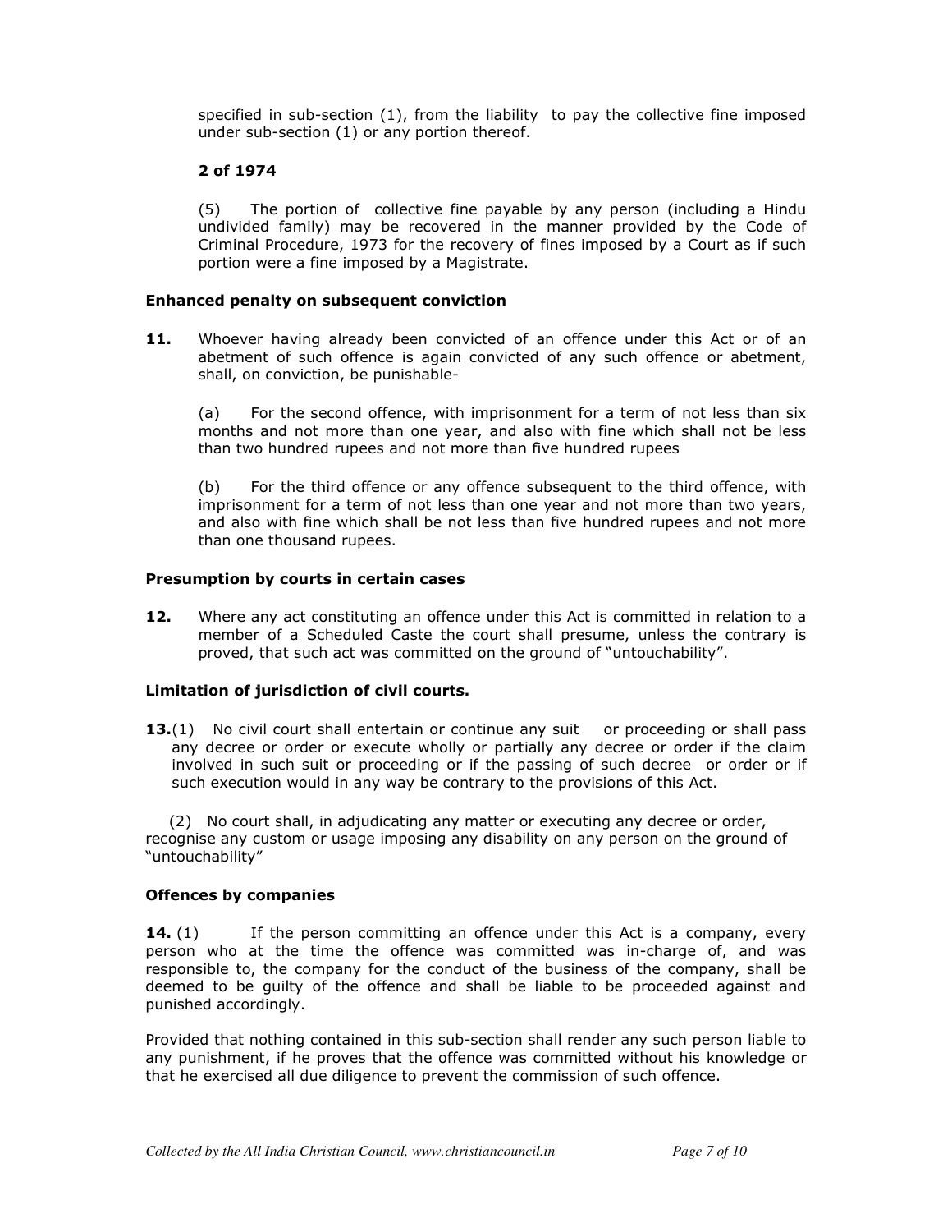specified in sub-section (1), from the liability to pay the collective fine imposed under sub-section (1) or any portion thereof.

**2 of 1974**

(5) The portion of collective fine payable by any person (including a Hindu undivided family) may be recovered in the manner provided by the Code of Criminal Procedure, 1973 for the recovery of fines imposed by a Court as if such portion were a fine imposed by a Magistrate.

**Enhanced penalty on subsequent conviction**

**11.** Whoever having already been convicted of an offence under this Act or of an abetment of such offence is again convicted of any such offence or abetment, shall, on conviction, be punishable-

(a) For the second offence, with imprisonment for a term of not less than six months and not more than one year, and also with fine which shall not be less than two hundred rupees and not more than five hundred rupees

(b) For the third offence or any offence subsequent to the third offence, with imprisonment for a term of not less than one year and not more than two years, and also with fine which shall be not less than five hundred rupees and not more than one thousand rupees.

**Presumption by courts in certain cases**

**12.** Where any act constituting an offence under this Act is committed in relation to a member of a Scheduled Caste the court shall presume, unless the contrary is proved, that such act was committed on the ground of "untouchability".

**Limitation of jurisdiction of civil courts.**

**13.**(1) No civil court shall entertain or continue any suit or proceeding or shall pass any decree or order or execute wholly or partially any decree or order if the claim involved in such suit or proceeding or if the passing of such decree or order or if such execution would in any way be contrary to the provisions of this Act.

(2) No court shall, in adjudicating any matter or executing any decree or order, recognise any custom or usage imposing any disability on any person on the ground of "untouchability"

**Offences by companies**

**14.** (1) If the person committing an offence under this Act is a company, every person who at the time the offence was committed was in-charge of, and was responsible to, the company for the conduct of the business of the company, shall be deemed to be guilty of the offence and shall be liable to be proceeded against and punished accordingly.

Provided that nothing contained in this sub-section shall render any such person liable to any punishment, if he proves that the offence was committed without his knowledge or that he exercised all due diligence to prevent the commission of such offence.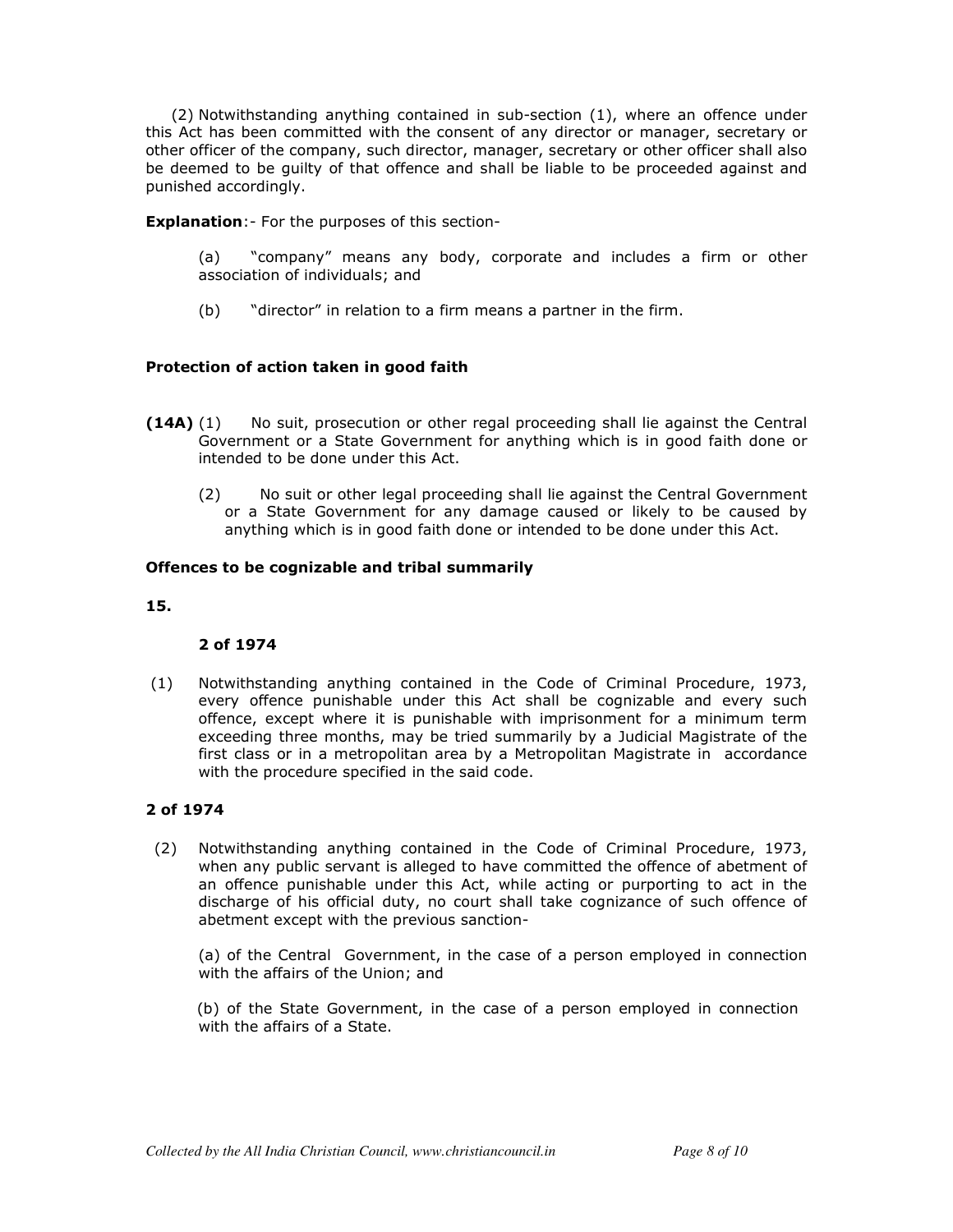(2) Notwithstanding anything contained in sub-section (1), where an offence under this Act has been committed with the consent of any director or manager, secretary or other officer of the company, such director, manager, secretary or other officer shall also be deemed to be guilty of that offence and shall be liable to be proceeded against and punished accordingly.

**Explanation**:- For the purposes of this section-

(a) "company" means any body, corporate and includes a firm or other association of individuals; and

(b) "director" in relation to a firm means a partner in the firm.

**Protection of action taken in good faith**

**(14A)** (1) No suit, prosecution or other regal proceeding shall lie against the Central Government or a State Government for anything which is in good faith done or intended to be done under this Act.

(2) No suit or other legal proceeding shall lie against the Central Government or a State Government for any damage caused or likely to be caused by anything which is in good faith done or intended to be done under this Act.

**Offences to be cognizable and tribal summarily**

**15.**

**2 of 1974**

(1) Notwithstanding anything contained in the Code of Criminal Procedure, 1973, every offence punishable under this Act shall be cognizable and every such offence, except where it is punishable with imprisonment for a minimum term exceeding three months, may be tried summarily by a Judicial Magistrate of the first class or in a metropolitan area by a Metropolitan Magistrate in accordance with the procedure specified in the said code.

**2 of 1974**

(2) Notwithstanding anything contained in the Code of Criminal Procedure, 1973, when any public servant is alleged to have committed the offence of abetment of an offence punishable under this Act, while acting or purporting to act in the discharge of his official duty, no court shall take cognizance of such offence of abetment except with the previous sanction-

(a) of the Central Government, in the case of a person employed in connection with the affairs of the Union; and

(b) of the State Government, in the case of a person employed in connection with the affairs of a State.

*Collected by the All India Christian Council, www.christiancouncil.in*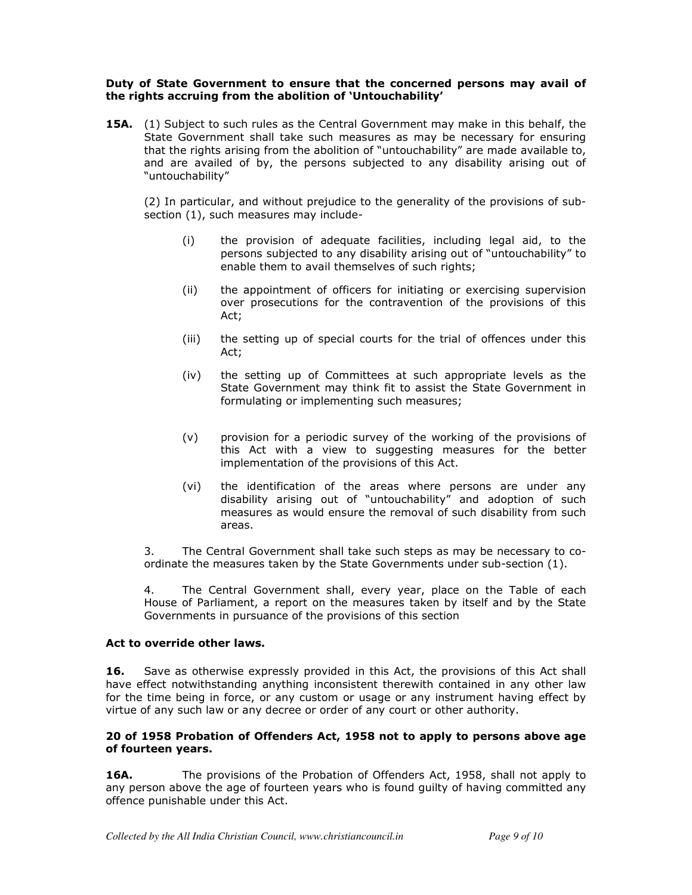**Duty of State Government to ensure that the concerned persons may avail of the rights accruing from the abolition of 'Untouchability'**

**15A.** (1) Subject to such rules as the Central Government may make in this behalf, the State Government shall take such measures as may be necessary for ensuring that the rights arising from the abolition of "untouchability" are made available to, and are availed of by, the persons subjected to any disability arising out of "untouchability"

(2) In particular, and without prejudice to the generality of the provisions of sub-section (1), such measures may include-

(i) the provision of adequate facilities, including legal aid, to the persons subjected to any disability arising out of "untouchability" to enable them to avail themselves of such rights;

(ii) the appointment of officers for initiating or exercising supervision over prosecutions for the contravention of the provisions of this Act;

(iii) the setting up of special courts for the trial of offences under this Act;

(iv) the setting up of Committees at such appropriate levels as the State Government may think fit to assist the State Government in formulating or implementing such measures;

(v) provision for a periodic survey of the working of the provisions of this Act with a view to suggesting measures for the better implementation of the provisions of this Act.

(vi) the identification of the areas where persons are under any disability arising out of "untouchability" and adoption of such measures as would ensure the removal of such disability from such areas.

3. The Central Government shall take such steps as may be necessary to co-ordinate the measures taken by the State Governments under sub-section (1).

4. The Central Government shall, every year, place on the Table of each House of Parliament, a report on the measures taken by itself and by the State Governments in pursuance of the provisions of this section

**Act to override other laws.**

**16.** Save as otherwise expressly provided in this Act, the provisions of this Act shall have effect notwithstanding anything inconsistent therewith contained in any other law for the time being in force, or any custom or usage or any instrument having effect by virtue of any such law or any decree or order of any court or other authority.

**20 of 1958 Probation of Offenders Act, 1958 not to apply to persons above age of fourteen years.**

**16A.** The provisions of the Probation of Offenders Act, 1958, shall not apply to any person above the age of fourteen years who is found guilty of having committed any offence punishable under this Act.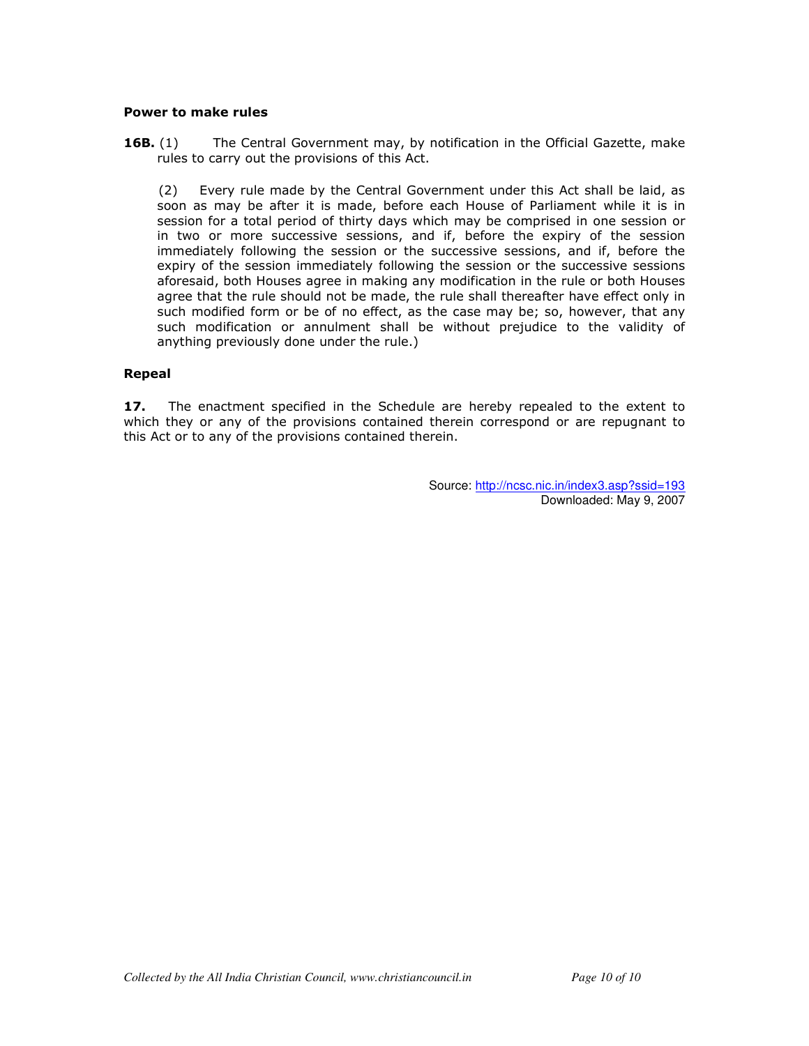**Power to make rules**

**16B.** (1) The Central Government may, by notification in the Official Gazette, make rules to carry out the provisions of this Act.

(2) Every rule made by the Central Government under this Act shall be laid, as soon as may be after it is made, before each House of Parliament while it is in session for a total period of thirty days which may be comprised in one session or in two or more successive sessions, and if, before the expiry of the session immediately following the session or the successive sessions, and if, before the expiry of the session immediately following the session or the successive sessions aforesaid, both Houses agree in making any modification in the rule or both Houses agree that the rule should not be made, the rule shall thereafter have effect only in such modified form or be of no effect, as the case may be; so, however, that any such modification or annulment shall be without prejudice to the validity of anything previously done under the rule.)

**Repeal**

**17.** The enactment specified in the Schedule are hereby repealed to the extent to which they or any of the provisions contained therein correspond or are repugnant to this Act or to any of the provisions contained therein.

Source: http://ncsc.nic.in/index3.asp?ssid=193
Downloaded: May 9, 2007

*Collected by the All India Christian Council, www.christiancouncil.in*